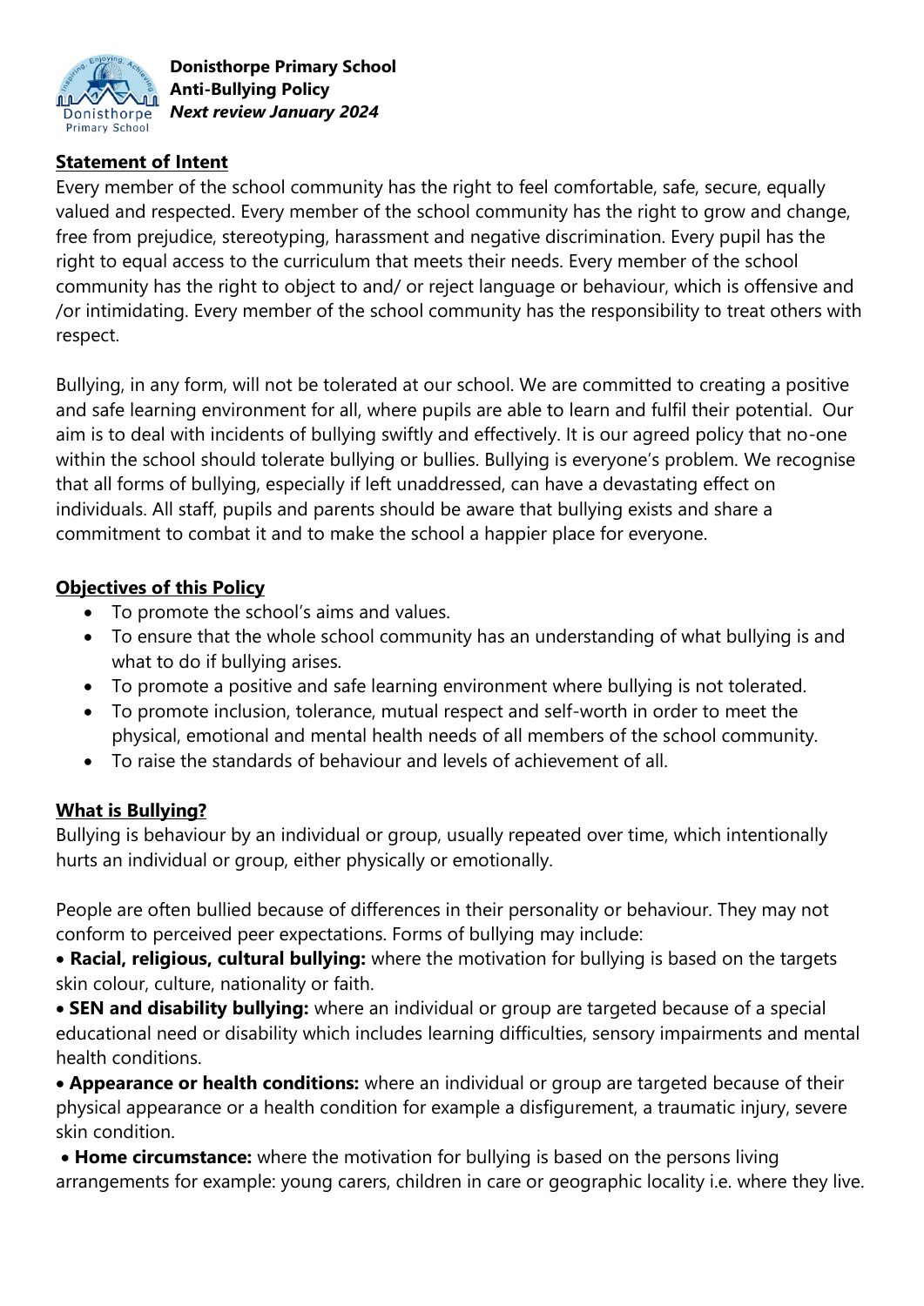**Donisthorpe Primary School**
**Anti-Bullying Policy**
***Next review January 2024***

## Statement of Intent

Every member of the school community has the right to feel comfortable, safe, secure, equally valued and respected. Every member of the school community has the right to grow and change, free from prejudice, stereotyping, harassment and negative discrimination. Every pupil has the right to equal access to the curriculum that meets their needs. Every member of the school community has the right to object to and/ or reject language or behaviour, which is offensive and /or intimidating. Every member of the school community has the responsibility to treat others with respect.

Bullying, in any form, will not be tolerated at our school. We are committed to creating a positive and safe learning environment for all, where pupils are able to learn and fulfil their potential. Our aim is to deal with incidents of bullying swiftly and effectively. It is our agreed policy that no-one within the school should tolerate bullying or bullies. Bullying is everyone's problem. We recognise that all forms of bullying, especially if left unaddressed, can have a devastating effect on individuals. All staff, pupils and parents should be aware that bullying exists and share a commitment to combat it and to make the school a happier place for everyone.

## Objectives of this Policy

- To promote the school's aims and values.
- To ensure that the whole school community has an understanding of what bullying is and what to do if bullying arises.
- To promote a positive and safe learning environment where bullying is not tolerated.
- To promote inclusion, tolerance, mutual respect and self-worth in order to meet the physical, emotional and mental health needs of all members of the school community.
- To raise the standards of behaviour and levels of achievement of all.

## What is Bullying?

Bullying is behaviour by an individual or group, usually repeated over time, which intentionally hurts an individual or group, either physically or emotionally.

People are often bullied because of differences in their personality or behaviour. They may not conform to perceived peer expectations. Forms of bullying may include:

- **Racial, religious, cultural bullying:** where the motivation for bullying is based on the targets skin colour, culture, nationality or faith.
- **SEN and disability bullying:** where an individual or group are targeted because of a special educational need or disability which includes learning difficulties, sensory impairments and mental health conditions.
- **Appearance or health conditions:** where an individual or group are targeted because of their physical appearance or a health condition for example a disfigurement, a traumatic injury, severe skin condition.
- **Home circumstance:** where the motivation for bullying is based on the persons living arrangements for example: young carers, children in care or geographic locality i.e. where they live.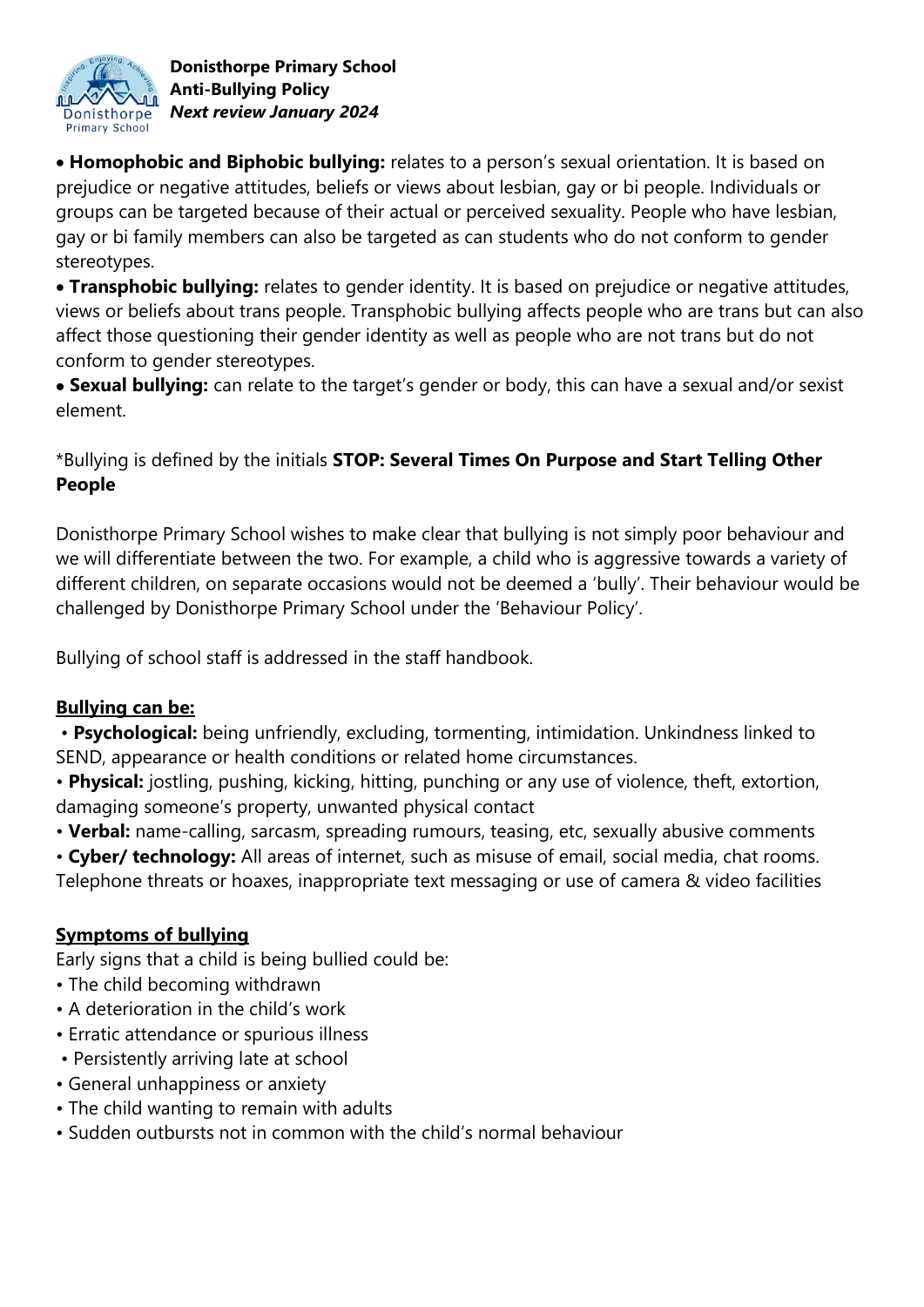- **Homophobic and Biphobic bullying:** relates to a person's sexual orientation. It is based on prejudice or negative attitudes, beliefs or views about lesbian, gay or bi people. Individuals or groups can be targeted because of their actual or perceived sexuality. People who have lesbian, gay or bi family members can also be targeted as can students who do not conform to gender stereotypes.
- **Transphobic bullying:** relates to gender identity. It is based on prejudice or negative attitudes, views or beliefs about trans people. Transphobic bullying affects people who are trans but can also affect those questioning their gender identity as well as people who are not trans but do not conform to gender stereotypes.
- **Sexual bullying:** can relate to the target's gender or body, this can have a sexual and/or sexist element.

*Bullying is defined by the initials **STOP: Several Times On Purpose and Start Telling Other People**

Donisthorpe Primary School wishes to make clear that bullying is not simply poor behaviour and we will differentiate between the two. For example, a child who is aggressive towards a variety of different children, on separate occasions would not be deemed a 'bully'. Their behaviour would be challenged by Donisthorpe Primary School under the 'Behaviour Policy'.

Bullying of school staff is addressed in the staff handbook.

## Bullying can be:

- **Psychological:** being unfriendly, excluding, tormenting, intimidation. Unkindness linked to SEND, appearance or health conditions or related home circumstances.
- **Physical:** jostling, pushing, kicking, hitting, punching or any use of violence, theft, extortion, damaging someone's property, unwanted physical contact
- **Verbal:** name-calling, sarcasm, spreading rumours, teasing, etc, sexually abusive comments
- **Cyber/ technology:** All areas of internet, such as misuse of email, social media, chat rooms. Telephone threats or hoaxes, inappropriate text messaging or use of camera & video facilities

## Symptoms of bullying

Early signs that a child is being bullied could be:

- The child becoming withdrawn
- A deterioration in the child's work
- Erratic attendance or spurious illness
- Persistently arriving late at school
- General unhappiness or anxiety
- The child wanting to remain with adults
- Sudden outbursts not in common with the child's normal behaviour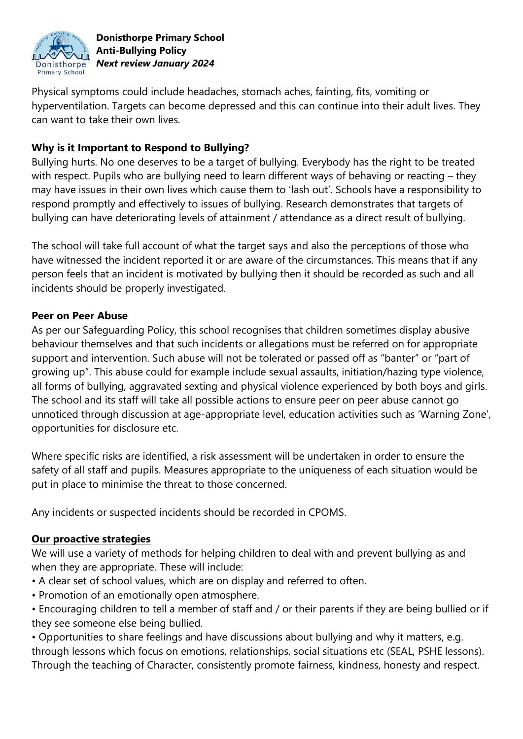Physical symptoms could include headaches, stomach aches, fainting, fits, vomiting or hyperventilation. Targets can become depressed and this can continue into their adult lives. They can want to take their own lives.

## Why is it Important to Respond to Bullying?

Bullying hurts. No one deserves to be a target of bullying. Everybody has the right to be treated with respect. Pupils who are bullying need to learn different ways of behaving or reacting – they may have issues in their own lives which cause them to 'lash out'. Schools have a responsibility to respond promptly and effectively to issues of bullying. Research demonstrates that targets of bullying can have deteriorating levels of attainment / attendance as a direct result of bullying.

The school will take full account of what the target says and also the perceptions of those who have witnessed the incident reported it or are aware of the circumstances. This means that if any person feels that an incident is motivated by bullying then it should be recorded as such and all incidents should be properly investigated.

## Peer on Peer Abuse

As per our Safeguarding Policy, this school recognises that children sometimes display abusive behaviour themselves and that such incidents or allegations must be referred on for appropriate support and intervention. Such abuse will not be tolerated or passed off as "banter" or "part of growing up". This abuse could for example include sexual assaults, initiation/hazing type violence, all forms of bullying, aggravated sexting and physical violence experienced by both boys and girls. The school and its staff will take all possible actions to ensure peer on peer abuse cannot go unnoticed through discussion at age-appropriate level, education activities such as 'Warning Zone', opportunities for disclosure etc.

Where specific risks are identified, a risk assessment will be undertaken in order to ensure the safety of all staff and pupils. Measures appropriate to the uniqueness of each situation would be put in place to minimise the threat to those concerned.

Any incidents or suspected incidents should be recorded in CPOMS.

## Our proactive strategies

We will use a variety of methods for helping children to deal with and prevent bullying as and when they are appropriate. These will include:

- A clear set of school values, which are on display and referred to often.
- Promotion of an emotionally open atmosphere.
- Encouraging children to tell a member of staff and / or their parents if they are being bullied or if they see someone else being bullied.
- Opportunities to share feelings and have discussions about bullying and why it matters, e.g. through lessons which focus on emotions, relationships, social situations etc (SEAL, PSHE lessons). Through the teaching of Character, consistently promote fairness, kindness, honesty and respect.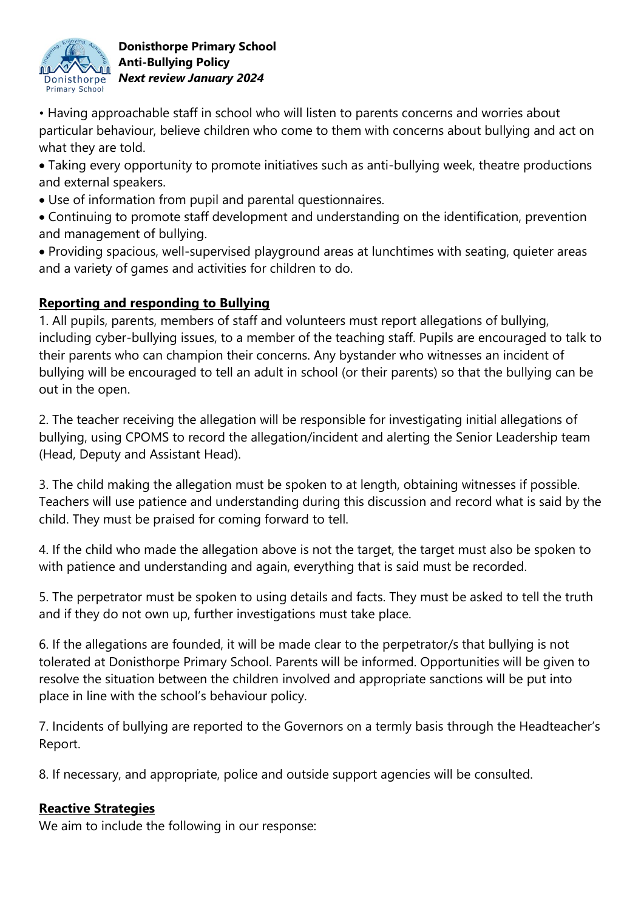- Having approachable staff in school who will listen to parents concerns and worries about particular behaviour, believe children who come to them with concerns about bullying and act on what they are told.
- Taking every opportunity to promote initiatives such as anti-bullying week, theatre productions and external speakers.
- Use of information from pupil and parental questionnaires.
- Continuing to promote staff development and understanding on the identification, prevention and management of bullying.
- Providing spacious, well-supervised playground areas at lunchtimes with seating, quieter areas and a variety of games and activities for children to do.

**Reporting and responding to Bullying**

1. All pupils, parents, members of staff and volunteers must report allegations of bullying, including cyber-bullying issues, to a member of the teaching staff. Pupils are encouraged to talk to their parents who can champion their concerns. Any bystander who witnesses an incident of bullying will be encouraged to tell an adult in school (or their parents) so that the bullying can be out in the open.

2. The teacher receiving the allegation will be responsible for investigating initial allegations of bullying, using CPOMS to record the allegation/incident and alerting the Senior Leadership team (Head, Deputy and Assistant Head).

3. The child making the allegation must be spoken to at length, obtaining witnesses if possible. Teachers will use patience and understanding during this discussion and record what is said by the child. They must be praised for coming forward to tell.

4. If the child who made the allegation above is not the target, the target must also be spoken to with patience and understanding and again, everything that is said must be recorded.

5. The perpetrator must be spoken to using details and facts. They must be asked to tell the truth and if they do not own up, further investigations must take place.

6. If the allegations are founded, it will be made clear to the perpetrator/s that bullying is not tolerated at Donisthorpe Primary School. Parents will be informed. Opportunities will be given to resolve the situation between the children involved and appropriate sanctions will be put into place in line with the school's behaviour policy.

7. Incidents of bullying are reported to the Governors on a termly basis through the Headteacher's Report.

8. If necessary, and appropriate, police and outside support agencies will be consulted.

**Reactive Strategies**

We aim to include the following in our response: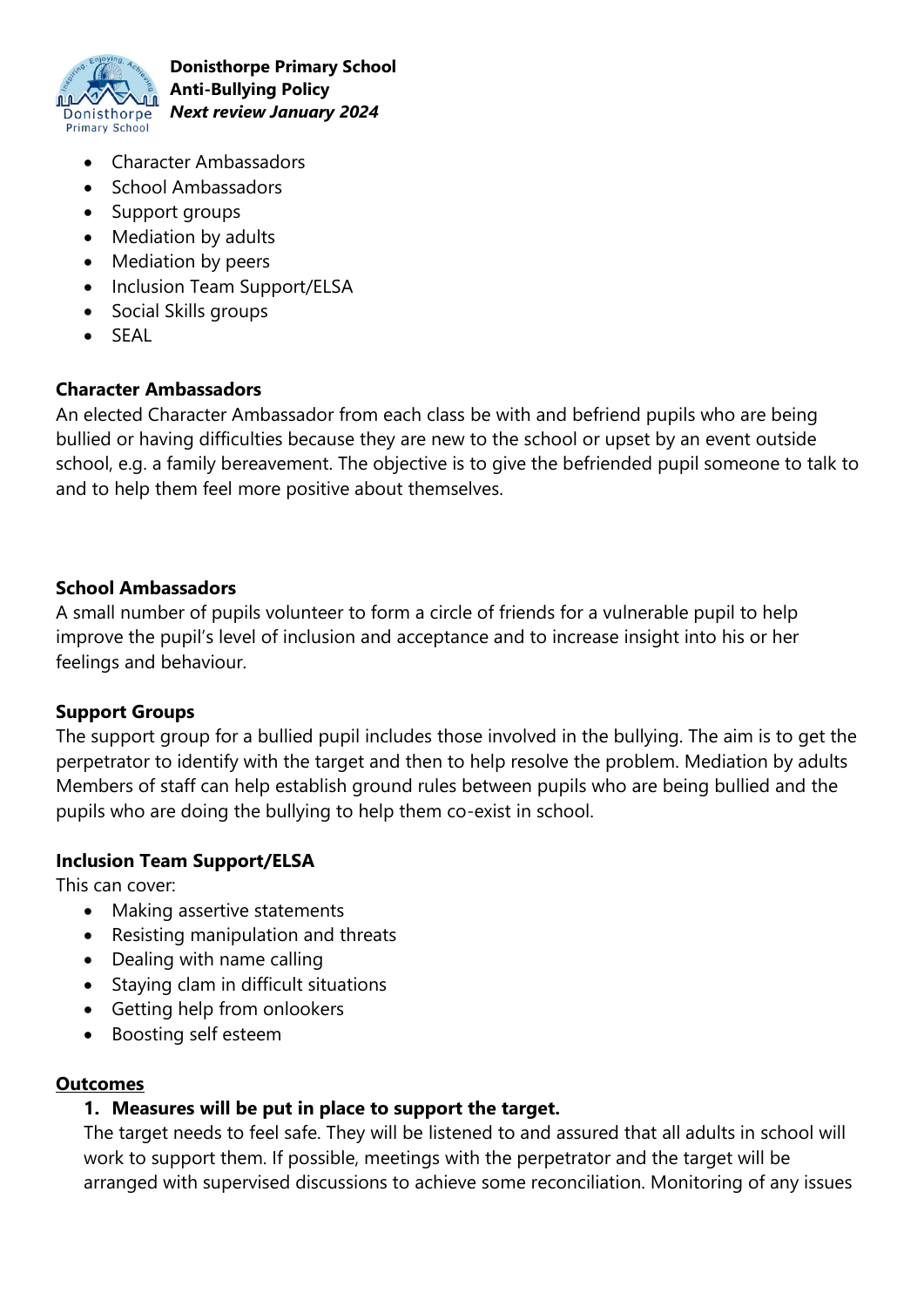- Character Ambassadors
- School Ambassadors
- Support groups
- Mediation by adults
- Mediation by peers
- Inclusion Team Support/ELSA
- Social Skills groups
- SEAL

**Character Ambassadors**
An elected Character Ambassador from each class be with and befriend pupils who are being bullied or having difficulties because they are new to the school or upset by an event outside school, e.g. a family bereavement. The objective is to give the befriended pupil someone to talk to and to help them feel more positive about themselves.

**School Ambassadors**
A small number of pupils volunteer to form a circle of friends for a vulnerable pupil to help improve the pupil's level of inclusion and acceptance and to increase insight into his or her feelings and behaviour.

**Support Groups**
The support group for a bullied pupil includes those involved in the bullying. The aim is to get the perpetrator to identify with the target and then to help resolve the problem. Mediation by adults Members of staff can help establish ground rules between pupils who are being bullied and the pupils who are doing the bullying to help them co-exist in school.

**Inclusion Team Support/ELSA**
This can cover:

- Making assertive statements
- Resisting manipulation and threats
- Dealing with name calling
- Staying clam in difficult situations
- Getting help from onlookers
- Boosting self esteem

**<u>Outcomes</u>**

1. **Measures will be put in place to support the target.**
   The target needs to feel safe. They will be listened to and assured that all adults in school will work to support them. If possible, meetings with the perpetrator and the target will be arranged with supervised discussions to achieve some reconciliation. Monitoring of any issues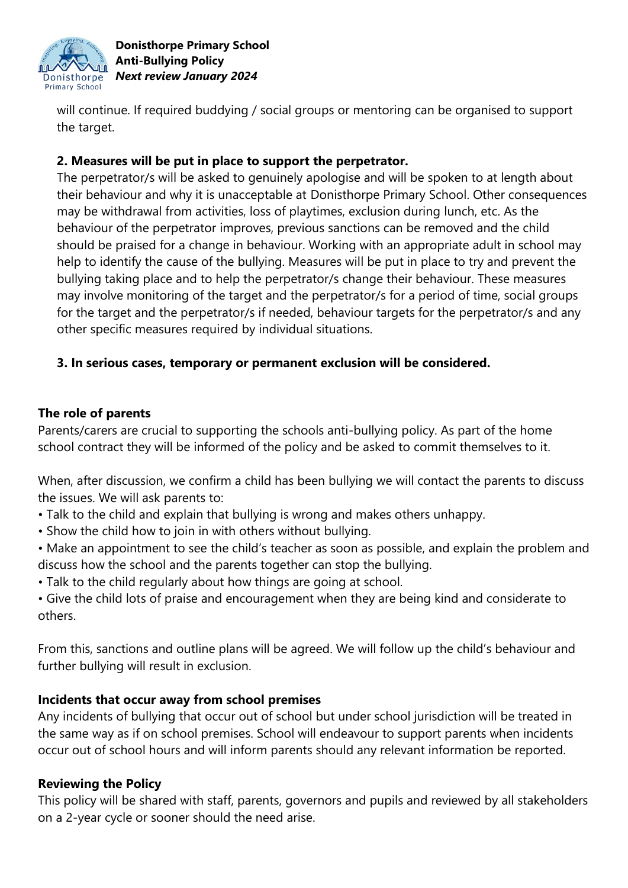will continue. If required buddying / social groups or mentoring can be organised to support the target.

**2. Measures will be put in place to support the perpetrator.**

The perpetrator/s will be asked to genuinely apologise and will be spoken to at length about their behaviour and why it is unacceptable at Donisthorpe Primary School. Other consequences may be withdrawal from activities, loss of playtimes, exclusion during lunch, etc. As the behaviour of the perpetrator improves, previous sanctions can be removed and the child should be praised for a change in behaviour. Working with an appropriate adult in school may help to identify the cause of the bullying. Measures will be put in place to try and prevent the bullying taking place and to help the perpetrator/s change their behaviour. These measures may involve monitoring of the target and the perpetrator/s for a period of time, social groups for the target and the perpetrator/s if needed, behaviour targets for the perpetrator/s and any other specific measures required by individual situations.

**3. In serious cases, temporary or permanent exclusion will be considered.**

**The role of parents**

Parents/carers are crucial to supporting the schools anti-bullying policy. As part of the home school contract they will be informed of the policy and be asked to commit themselves to it.

When, after discussion, we confirm a child has been bullying we will contact the parents to discuss the issues. We will ask parents to:

- Talk to the child and explain that bullying is wrong and makes others unhappy.
- Show the child how to join in with others without bullying.
- Make an appointment to see the child's teacher as soon as possible, and explain the problem and discuss how the school and the parents together can stop the bullying.
- Talk to the child regularly about how things are going at school.
- Give the child lots of praise and encouragement when they are being kind and considerate to others.

From this, sanctions and outline plans will be agreed. We will follow up the child's behaviour and further bullying will result in exclusion.

**Incidents that occur away from school premises**

Any incidents of bullying that occur out of school but under school jurisdiction will be treated in the same way as if on school premises. School will endeavour to support parents when incidents occur out of school hours and will inform parents should any relevant information be reported.

**Reviewing the Policy**

This policy will be shared with staff, parents, governors and pupils and reviewed by all stakeholders on a 2-year cycle or sooner should the need arise.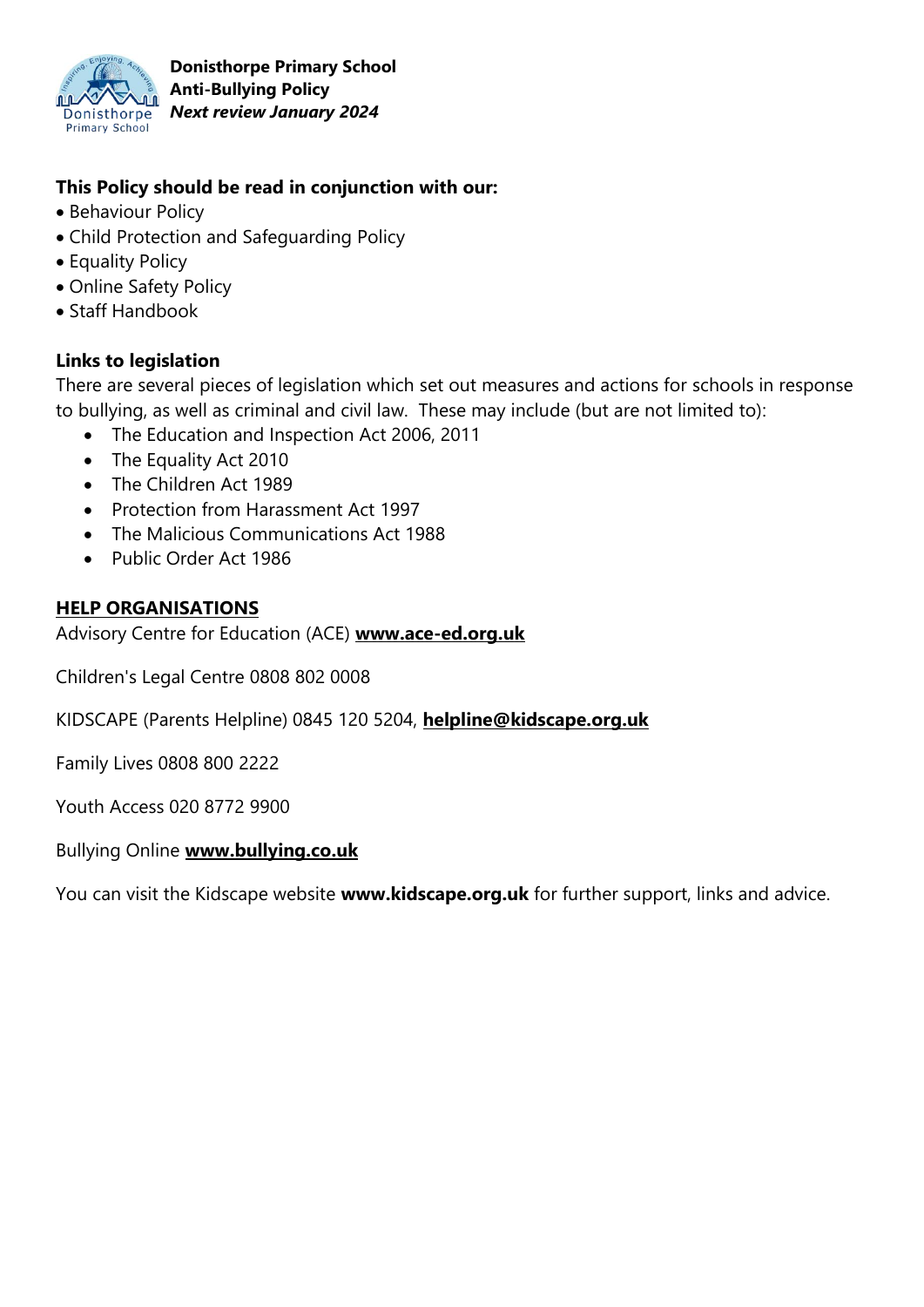**Donisthorpe Primary School**
**Anti-Bullying Policy**
***Next review January 2024***

**This Policy should be read in conjunction with our:**

- Behaviour Policy
- Child Protection and Safeguarding Policy
- Equality Policy
- Online Safety Policy
- Staff Handbook

**Links to legislation**

There are several pieces of legislation which set out measures and actions for schools in response to bullying, as well as criminal and civil law. These may include (but are not limited to):

- The Education and Inspection Act 2006, 2011
- The Equality Act 2010
- The Children Act 1989
- Protection from Harassment Act 1997
- The Malicious Communications Act 1988
- Public Order Act 1986

## HELP ORGANISATIONS

Advisory Centre for Education (ACE) **www.ace-ed.org.uk**

Children's Legal Centre 0808 802 0008

KIDSCAPE (Parents Helpline) 0845 120 5204, **helpline@kidscape.org.uk**

Family Lives 0808 800 2222

Youth Access 020 8772 9900

Bullying Online **www.bullying.co.uk**

You can visit the Kidscape website **www.kidscape.org.uk** for further support, links and advice.